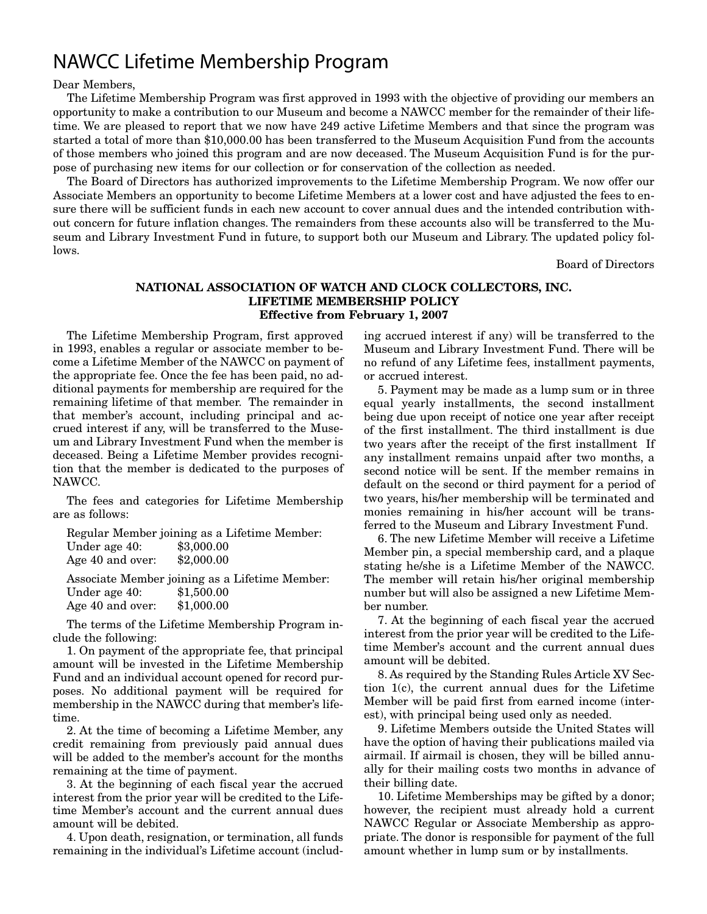# NAWCC Lifetime Membership Program

Dear Members,

The Lifetime Membership Program was first approved in 1993 with the objective of providing our members an opportunity to make a contribution to our Museum and become a NAWCC member for the remainder of their lifetime. We are pleased to report that we now have 249 active Lifetime Members and that since the program was started a total of more than $10,000.00 has been transferred to the Museum Acquisition Fund from the accounts of those members who joined this program and are now deceased. The Museum Acquisition Fund is for the purpose of purchasing new items for our collection or for conservation of the collection as needed.

The Board of Directors has authorized improvements to the Lifetime Membership Program. We now offer our Associate Members an opportunity to become Lifetime Members at a lower cost and have adjusted the fees to ensure there will be sufficient funds in each new account to cover annual dues and the intended contribution without concern for future inflation changes. The remainders from these accounts also will be transferred to the Museum and Library Investment Fund in future, to support both our Museum and Library. The updated policy follows.

Board of Directors

**NATIONAL ASSOCIATION OF WATCH AND CLOCK COLLECTORS, INC.**
**LIFETIME MEMBERSHIP POLICY**
**Effective from February 1, 2007**

The Lifetime Membership Program, first approved in 1993, enables a regular or associate member to become a Lifetime Member of the NAWCC on payment of the appropriate fee. Once the fee has been paid, no additional payments for membership are required for the remaining lifetime of that member. The remainder in that member's account, including principal and accrued interest if any, will be transferred to the Museum and Library Investment Fund when the member is deceased. Being a Lifetime Member provides recognition that the member is dedicated to the purposes of NAWCC.

The fees and categories for Lifetime Membership are as follows:

Regular Member joining as a Lifetime Member:
Under age 40: $3,000.00
Age 40 and over: $2,000.00

Associate Member joining as a Lifetime Member:
Under age 40: $1,500.00
Age 40 and over: $1,000.00

The terms of the Lifetime Membership Program include the following:

1. On payment of the appropriate fee, that principal amount will be invested in the Lifetime Membership Fund and an individual account opened for record purposes. No additional payment will be required for membership in the NAWCC during that member's lifetime.

2. At the time of becoming a Lifetime Member, any credit remaining from previously paid annual dues will be added to the member's account for the months remaining at the time of payment.

3. At the beginning of each fiscal year the accrued interest from the prior year will be credited to the Lifetime Member's account and the current annual dues amount will be debited.

4. Upon death, resignation, or termination, all funds remaining in the individual's Lifetime account (including accrued interest if any) will be transferred to the Museum and Library Investment Fund. There will be no refund of any Lifetime fees, installment payments, or accrued interest.

5. Payment may be made as a lump sum or in three equal yearly installments, the second installment being due upon receipt of notice one year after receipt of the first installment. The third installment is due two years after the receipt of the first installment If any installment remains unpaid after two months, a second notice will be sent. If the member remains in default on the second or third payment for a period of two years, his/her membership will be terminated and monies remaining in his/her account will be transferred to the Museum and Library Investment Fund.

6. The new Lifetime Member will receive a Lifetime Member pin, a special membership card, and a plaque stating he/she is a Lifetime Member of the NAWCC. The member will retain his/her original membership number but will also be assigned a new Lifetime Member number.

7. At the beginning of each fiscal year the accrued interest from the prior year will be credited to the Lifetime Member's account and the current annual dues amount will be debited.

8. As required by the Standing Rules Article XV Section 1(c), the current annual dues for the Lifetime Member will be paid first from earned income (interest), with principal being used only as needed.

9. Lifetime Members outside the United States will have the option of having their publications mailed via airmail. If airmail is chosen, they will be billed annually for their mailing costs two months in advance of their billing date.

10. Lifetime Memberships may be gifted by a donor; however, the recipient must already hold a current NAWCC Regular or Associate Membership as appropriate. The donor is responsible for payment of the full amount whether in lump sum or by installments.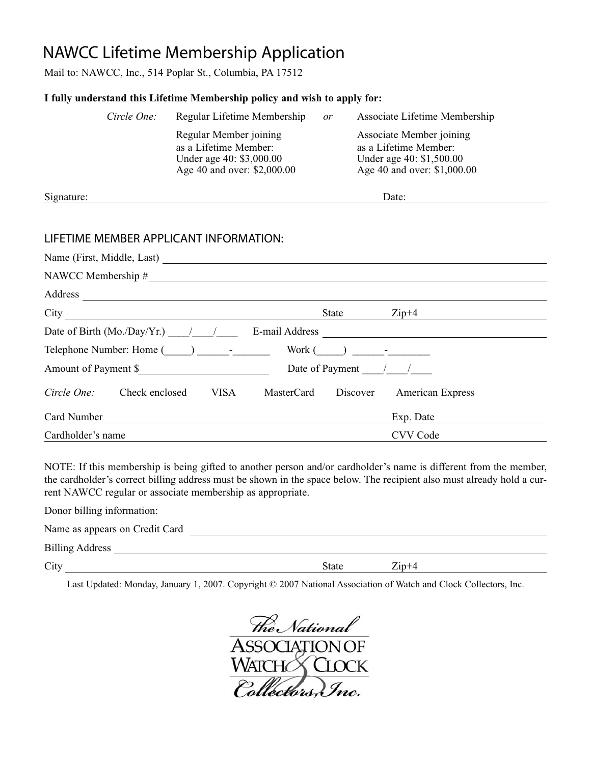# NAWCC Lifetime Membership Application

Mail to: NAWCC, Inc., 514 Poplar St., Columbia, PA 17512

**I fully understand this Lifetime Membership policy and wish to apply for:**

| | | | |
|---|---|---|---|
| *Circle One:* | Regular Lifetime Membership | *or* | Associate Lifetime Membership |
| | Regular Member joining as a Lifetime Member: Under age 40: $3,000.00 Age 40 and over: $2,000.00 | | Associate Member joining as a Lifetime Member: Under age 40: $1,500.00 Age 40 and over: $1,000.00 |

Signature: ______________________________ Date: ______________

## LIFETIME MEMBER APPLICANT INFORMATION:

Name (First, Middle, Last) ______________________________

NAWCC Membership # ______________________________

Address ______________________________

City ______________________________ State ________ Zip+4 ______________

Date of Birth (Mo./Day/Yr.) ____/____/____ E-mail Address ______________________________

Telephone Number: Home (_____) ______-_______ Work (_____) ______-________

Amount of Payment $______________________ Date of Payment ____/____/____

*Circle One:* Check enclosed VISA MasterCard Discover American Express

Card Number ______________________________ Exp. Date ______________

Cardholder's name ______________________________ CVV Code ______________

NOTE: If this membership is being gifted to another person and/or cardholder's name is different from the member, the cardholder's correct billing address must be shown in the space below. The recipient also must already hold a current NAWCC regular or associate membership as appropriate.

Donor billing information:

Name as appears on Credit Card ______________________________

Billing Address ______________________________

City ______________________________ State ________ Zip+4 ______________

Last Updated: Monday, January 1, 2007. Copyright © 2007 National Association of Watch and Clock Collectors, Inc.

The National Association of Watch & Clock Collectors, Inc.